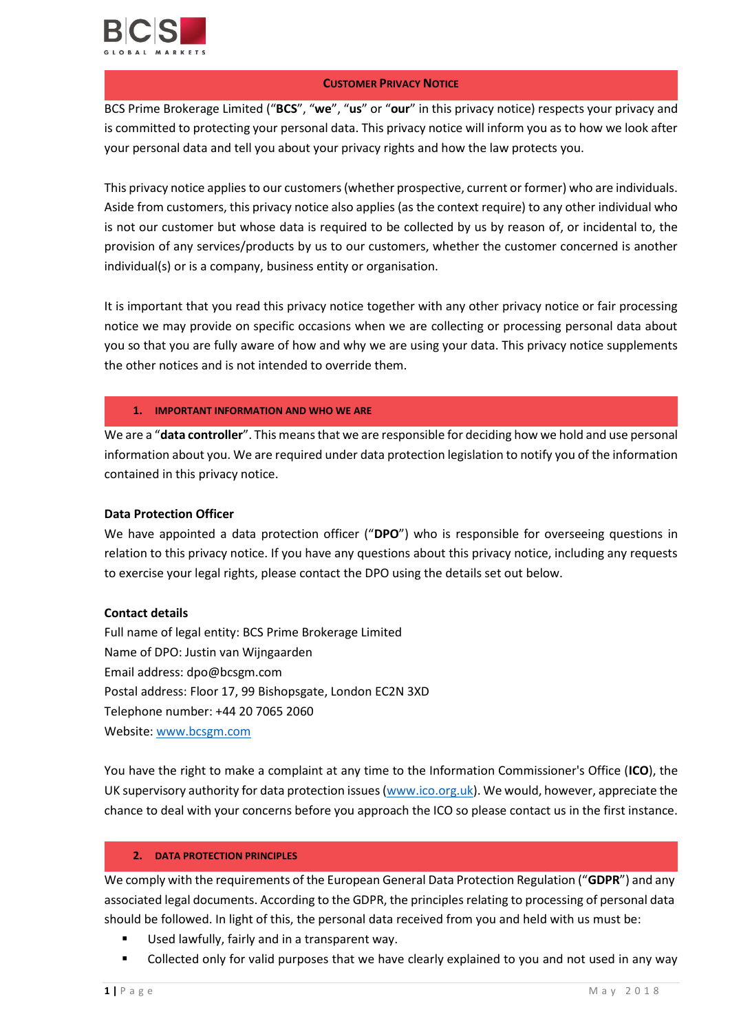# CUSTOMER PRIVACY NOTICE

BCS Prime Brokerage Limited ("**BCS**", "**we**", "**us**" or "**our**" in this privacy notice) respects your privacy and is committed to protecting your personal data. This privacy notice will inform you as to how we look after your personal data and tell you about your privacy rights and how the law protects you.

This privacy notice applies to our customers (whether prospective, current or former) who are individuals. Aside from customers, this privacy notice also applies (as the context require) to any other individual who is not our customer but whose data is required to be collected by us by reason of, or incidental to, the provision of any services/products by us to our customers, whether the customer concerned is another individual(s) or is a company, business entity or organisation.

It is important that you read this privacy notice together with any other privacy notice or fair processing notice we may provide on specific occasions when we are collecting or processing personal data about you so that you are fully aware of how and why we are using your data. This privacy notice supplements the other notices and is not intended to override them.

## 1. IMPORTANT INFORMATION AND WHO WE ARE

We are a "**data controller**". This means that we are responsible for deciding how we hold and use personal information about you. We are required under data protection legislation to notify you of the information contained in this privacy notice.

**Data Protection Officer**

We have appointed a data protection officer ("**DPO**") who is responsible for overseeing questions in relation to this privacy notice. If you have any questions about this privacy notice, including any requests to exercise your legal rights, please contact the DPO using the details set out below.

**Contact details**

Full name of legal entity: BCS Prime Brokerage Limited
Name of DPO: Justin van Wijngaarden
Email address: dpo@bcsgm.com
Postal address: Floor 17, 99 Bishopsgate, London EC2N 3XD
Telephone number: +44 20 7065 2060
Website: [www.bcsgm.com](www.bcsgm.com)

You have the right to make a complaint at any time to the Information Commissioner's Office (**ICO**), the UK supervisory authority for data protection issues ([www.ico.org.uk](www.ico.org.uk)). We would, however, appreciate the chance to deal with your concerns before you approach the ICO so please contact us in the first instance.

## 2. DATA PROTECTION PRINCIPLES

We comply with the requirements of the European General Data Protection Regulation ("**GDPR**") and any associated legal documents. According to the GDPR, the principles relating to processing of personal data should be followed. In light of this, the personal data received from you and held with us must be:

- Used lawfully, fairly and in a transparent way.
- Collected only for valid purposes that we have clearly explained to you and not used in any way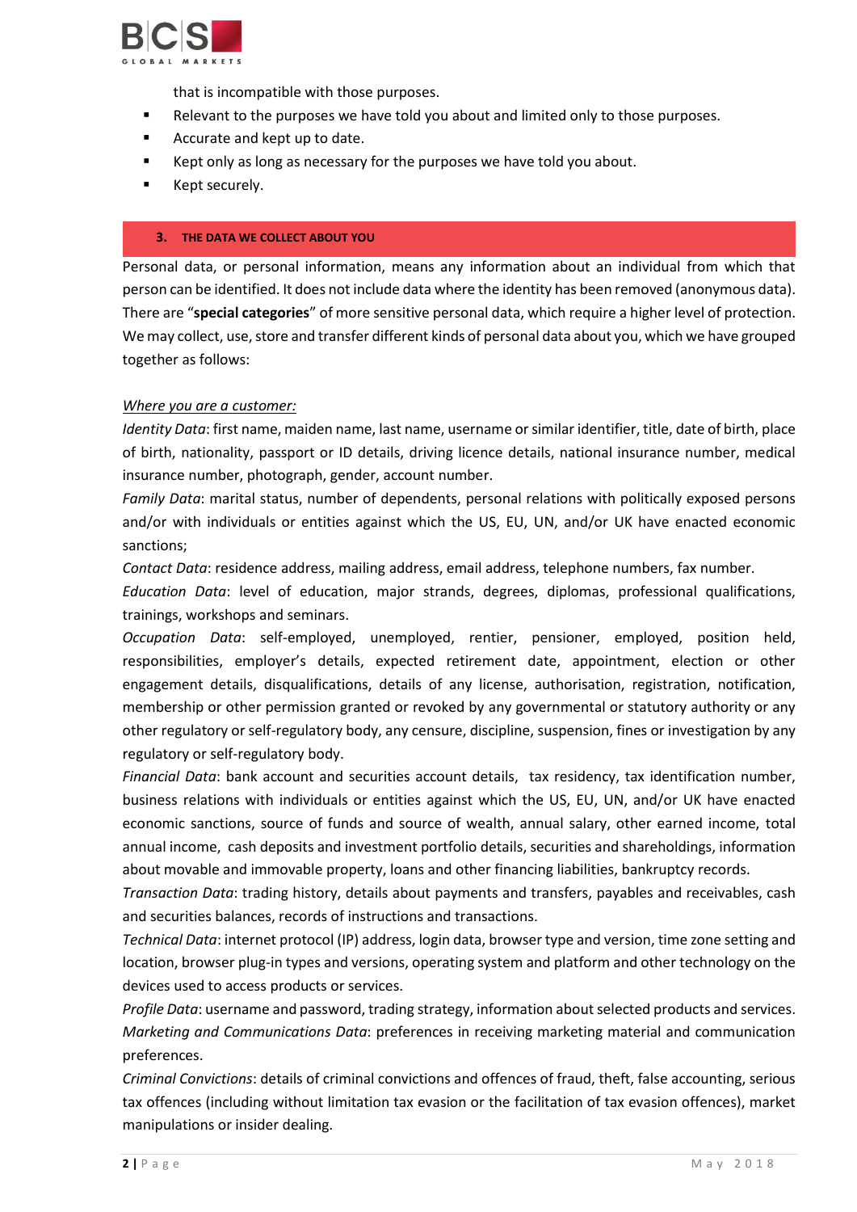that is incompatible with those purposes.

- Relevant to the purposes we have told you about and limited only to those purposes.
- Accurate and kept up to date.
- Kept only as long as necessary for the purposes we have told you about.
- Kept securely.

## 3. THE DATA WE COLLECT ABOUT YOU

Personal data, or personal information, means any information about an individual from which that person can be identified. It does not include data where the identity has been removed (anonymous data). There are "**special categories**" of more sensitive personal data, which require a higher level of protection. We may collect, use, store and transfer different kinds of personal data about you, which we have grouped together as follows:

*Where you are a customer:*

*Identity Data*: first name, maiden name, last name, username or similar identifier, title, date of birth, place of birth, nationality, passport or ID details, driving licence details, national insurance number, medical insurance number, photograph, gender, account number.

*Family Data*: marital status, number of dependents, personal relations with politically exposed persons and/or with individuals or entities against which the US, EU, UN, and/or UK have enacted economic sanctions;

*Contact Data*: residence address, mailing address, email address, telephone numbers, fax number.

*Education Data*: level of education, major strands, degrees, diplomas, professional qualifications, trainings, workshops and seminars.

*Occupation Data*: self-employed, unemployed, rentier, pensioner, employed, position held, responsibilities, employer's details, expected retirement date, appointment, election or other engagement details, disqualifications, details of any license, authorisation, registration, notification, membership or other permission granted or revoked by any governmental or statutory authority or any other regulatory or self-regulatory body, any censure, discipline, suspension, fines or investigation by any regulatory or self-regulatory body.

*Financial Data*: bank account and securities account details, tax residency, tax identification number, business relations with individuals or entities against which the US, EU, UN, and/or UK have enacted economic sanctions, source of funds and source of wealth, annual salary, other earned income, total annual income, cash deposits and investment portfolio details, securities and shareholdings, information about movable and immovable property, loans and other financing liabilities, bankruptcy records.

*Transaction Data*: trading history, details about payments and transfers, payables and receivables, cash and securities balances, records of instructions and transactions.

*Technical Data*: internet protocol (IP) address, login data, browser type and version, time zone setting and location, browser plug-in types and versions, operating system and platform and other technology on the devices used to access products or services.

*Profile Data*: username and password, trading strategy, information about selected products and services.

*Marketing and Communications Data*: preferences in receiving marketing material and communication preferences.

*Criminal Convictions*: details of criminal convictions and offences of fraud, theft, false accounting, serious tax offences (including without limitation tax evasion or the facilitation of tax evasion offences), market manipulations or insider dealing.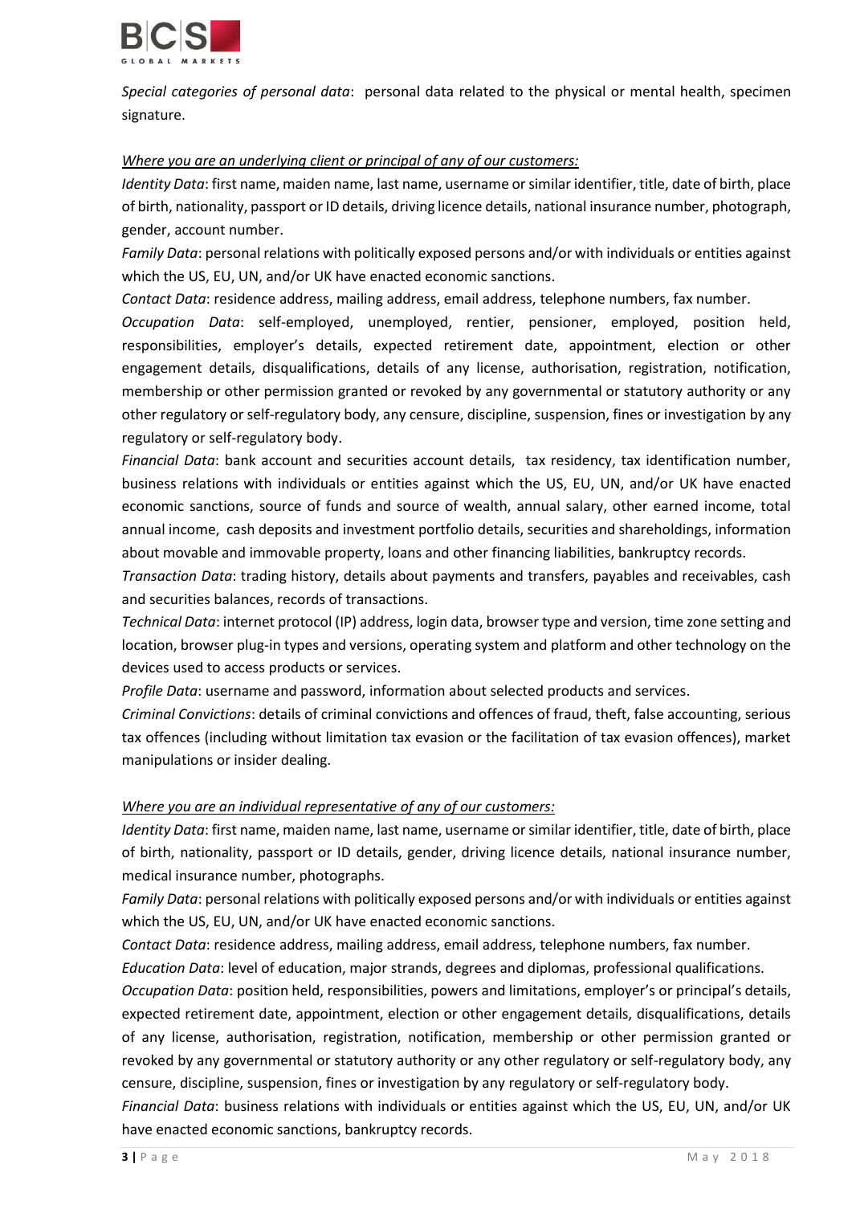*Special categories of personal data*: personal data related to the physical or mental health, specimen signature.

*Where you are an underlying client or principal of any of our customers:*

*Identity Data*: first name, maiden name, last name, username or similar identifier, title, date of birth, place of birth, nationality, passport or ID details, driving licence details, national insurance number, photograph, gender, account number.

*Family Data*: personal relations with politically exposed persons and/or with individuals or entities against which the US, EU, UN, and/or UK have enacted economic sanctions.

*Contact Data*: residence address, mailing address, email address, telephone numbers, fax number.

*Occupation Data*: self-employed, unemployed, rentier, pensioner, employed, position held, responsibilities, employer's details, expected retirement date, appointment, election or other engagement details, disqualifications, details of any license, authorisation, registration, notification, membership or other permission granted or revoked by any governmental or statutory authority or any other regulatory or self-regulatory body, any censure, discipline, suspension, fines or investigation by any regulatory or self-regulatory body.

*Financial Data*: bank account and securities account details, tax residency, tax identification number, business relations with individuals or entities against which the US, EU, UN, and/or UK have enacted economic sanctions, source of funds and source of wealth, annual salary, other earned income, total annual income, cash deposits and investment portfolio details, securities and shareholdings, information about movable and immovable property, loans and other financing liabilities, bankruptcy records.

*Transaction Data*: trading history, details about payments and transfers, payables and receivables, cash and securities balances, records of transactions.

*Technical Data*: internet protocol (IP) address, login data, browser type and version, time zone setting and location, browser plug-in types and versions, operating system and platform and other technology on the devices used to access products or services.

*Profile Data*: username and password, information about selected products and services.

*Criminal Convictions*: details of criminal convictions and offences of fraud, theft, false accounting, serious tax offences (including without limitation tax evasion or the facilitation of tax evasion offences), market manipulations or insider dealing.

*Where you are an individual representative of any of our customers:*

*Identity Data*: first name, maiden name, last name, username or similar identifier, title, date of birth, place of birth, nationality, passport or ID details, gender, driving licence details, national insurance number, medical insurance number, photographs.

*Family Data*: personal relations with politically exposed persons and/or with individuals or entities against which the US, EU, UN, and/or UK have enacted economic sanctions.

*Contact Data*: residence address, mailing address, email address, telephone numbers, fax number.

*Education Data*: level of education, major strands, degrees and diplomas, professional qualifications.

*Occupation Data*: position held, responsibilities, powers and limitations, employer's or principal's details, expected retirement date, appointment, election or other engagement details, disqualifications, details of any license, authorisation, registration, notification, membership or other permission granted or revoked by any governmental or statutory authority or any other regulatory or self-regulatory body, any censure, discipline, suspension, fines or investigation by any regulatory or self-regulatory body.

*Financial Data*: business relations with individuals or entities against which the US, EU, UN, and/or UK have enacted economic sanctions, bankruptcy records.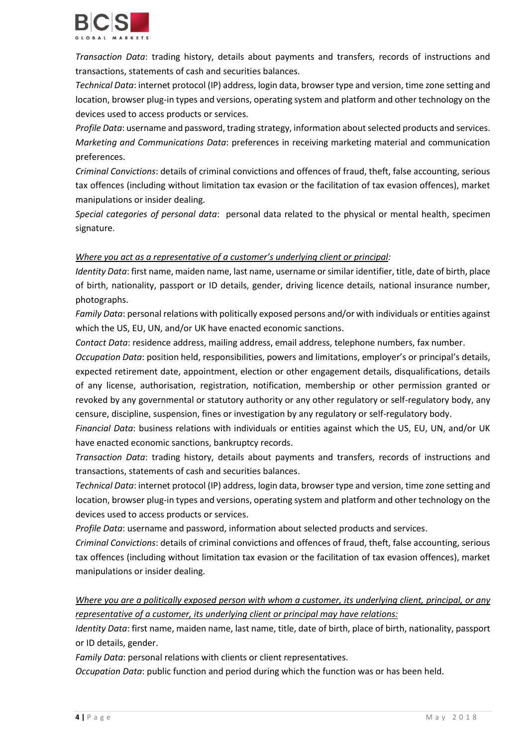*Transaction Data*: trading history, details about payments and transfers, records of instructions and transactions, statements of cash and securities balances.

*Technical Data*: internet protocol (IP) address, login data, browser type and version, time zone setting and location, browser plug-in types and versions, operating system and platform and other technology on the devices used to access products or services.

*Profile Data*: username and password, trading strategy, information about selected products and services.

*Marketing and Communications Data*: preferences in receiving marketing material and communication preferences.

*Criminal Convictions*: details of criminal convictions and offences of fraud, theft, false accounting, serious tax offences (including without limitation tax evasion or the facilitation of tax evasion offences), market manipulations or insider dealing.

*Special categories of personal data*: personal data related to the physical or mental health, specimen signature.

*Where you act as a representative of a customer's underlying client or principal:*

*Identity Data*: first name, maiden name, last name, username or similar identifier, title, date of birth, place of birth, nationality, passport or ID details, gender, driving licence details, national insurance number, photographs.

*Family Data*: personal relations with politically exposed persons and/or with individuals or entities against which the US, EU, UN, and/or UK have enacted economic sanctions.

*Contact Data*: residence address, mailing address, email address, telephone numbers, fax number.

*Occupation Data*: position held, responsibilities, powers and limitations, employer's or principal's details, expected retirement date, appointment, election or other engagement details, disqualifications, details of any license, authorisation, registration, notification, membership or other permission granted or revoked by any governmental or statutory authority or any other regulatory or self-regulatory body, any censure, discipline, suspension, fines or investigation by any regulatory or self-regulatory body.

*Financial Data*: business relations with individuals or entities against which the US, EU, UN, and/or UK have enacted economic sanctions, bankruptcy records.

*Transaction Data*: trading history, details about payments and transfers, records of instructions and transactions, statements of cash and securities balances.

*Technical Data*: internet protocol (IP) address, login data, browser type and version, time zone setting and location, browser plug-in types and versions, operating system and platform and other technology on the devices used to access products or services.

*Profile Data*: username and password, information about selected products and services.

*Criminal Convictions*: details of criminal convictions and offences of fraud, theft, false accounting, serious tax offences (including without limitation tax evasion or the facilitation of tax evasion offences), market manipulations or insider dealing.

*Where you are a politically exposed person with whom a customer, its underlying client, principal, or any representative of a customer, its underlying client or principal may have relations:*

*Identity Data*: first name, maiden name, last name, title, date of birth, place of birth, nationality, passport or ID details, gender.

*Family Data*: personal relations with clients or client representatives.

*Occupation Data*: public function and period during which the function was or has been held.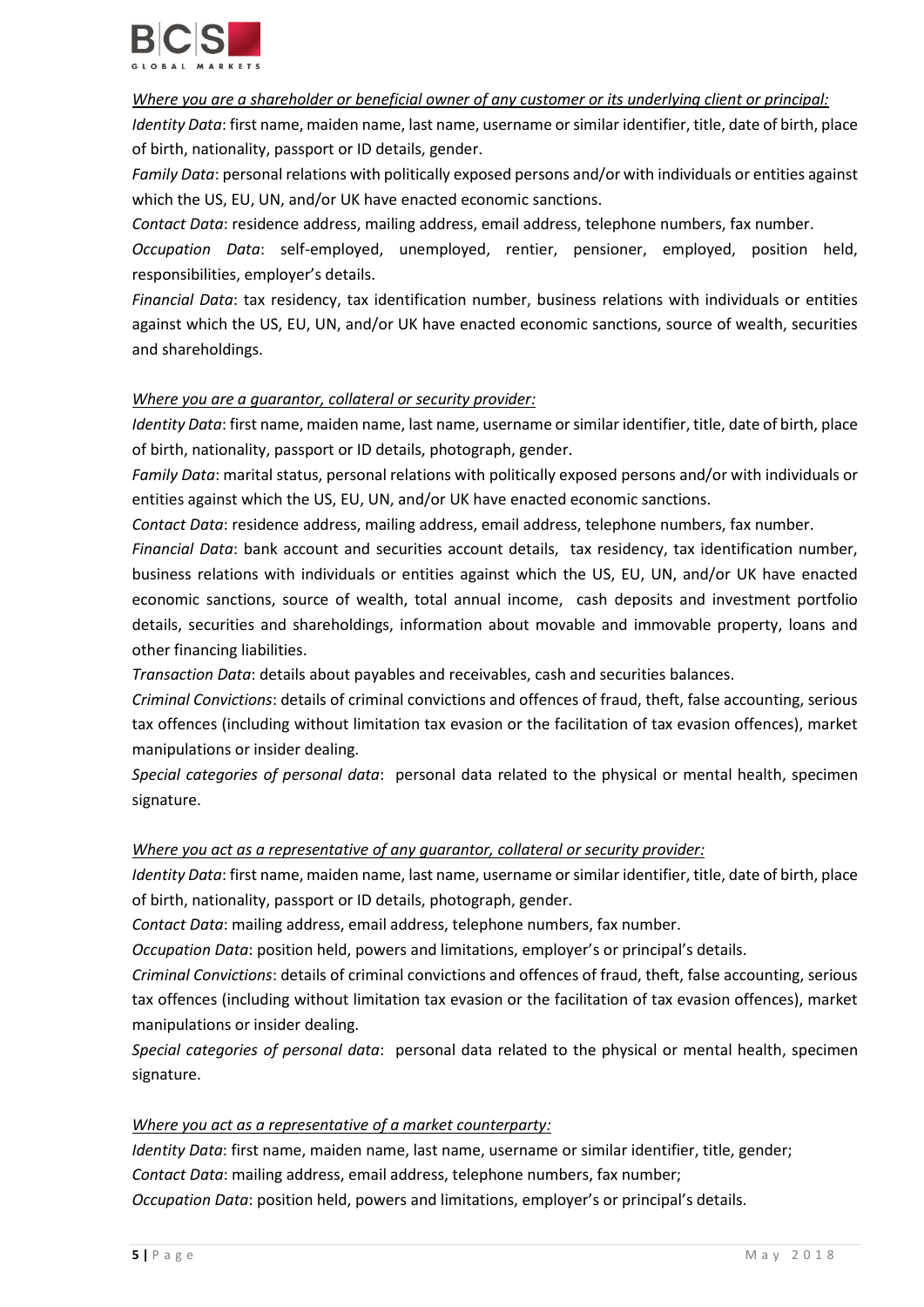*<u>Where you are a shareholder or beneficial owner of any customer or its underlying client or principal:</u>*

*Identity Data*: first name, maiden name, last name, username or similar identifier, title, date of birth, place of birth, nationality, passport or ID details, gender.

*Family Data*: personal relations with politically exposed persons and/or with individuals or entities against which the US, EU, UN, and/or UK have enacted economic sanctions.

*Contact Data*: residence address, mailing address, email address, telephone numbers, fax number.

*Occupation Data*: self-employed, unemployed, rentier, pensioner, employed, position held, responsibilities, employer's details.

*Financial Data*: tax residency, tax identification number, business relations with individuals or entities against which the US, EU, UN, and/or UK have enacted economic sanctions, source of wealth, securities and shareholdings.

*<u>Where you are a guarantor, collateral or security provider:</u>*

*Identity Data*: first name, maiden name, last name, username or similar identifier, title, date of birth, place of birth, nationality, passport or ID details, photograph, gender.

*Family Data*: marital status, personal relations with politically exposed persons and/or with individuals or entities against which the US, EU, UN, and/or UK have enacted economic sanctions.

*Contact Data*: residence address, mailing address, email address, telephone numbers, fax number.

*Financial Data*: bank account and securities account details, tax residency, tax identification number, business relations with individuals or entities against which the US, EU, UN, and/or UK have enacted economic sanctions, source of wealth, total annual income, cash deposits and investment portfolio details, securities and shareholdings, information about movable and immovable property, loans and other financing liabilities.

*Transaction Data*: details about payables and receivables, cash and securities balances.

*Criminal Convictions*: details of criminal convictions and offences of fraud, theft, false accounting, serious tax offences (including without limitation tax evasion or the facilitation of tax evasion offences), market manipulations or insider dealing.

*Special categories of personal data*: personal data related to the physical or mental health, specimen signature.

*<u>Where you act as a representative of any guarantor, collateral or security provider:</u>*

*Identity Data*: first name, maiden name, last name, username or similar identifier, title, date of birth, place of birth, nationality, passport or ID details, photograph, gender.

*Contact Data*: mailing address, email address, telephone numbers, fax number.

*Occupation Data*: position held, powers and limitations, employer's or principal's details.

*Criminal Convictions*: details of criminal convictions and offences of fraud, theft, false accounting, serious tax offences (including without limitation tax evasion or the facilitation of tax evasion offences), market manipulations or insider dealing.

*Special categories of personal data*: personal data related to the physical or mental health, specimen signature.

*<u>Where you act as a representative of a market counterparty:</u>*

*Identity Data*: first name, maiden name, last name, username or similar identifier, title, gender;

*Contact Data*: mailing address, email address, telephone numbers, fax number;

*Occupation Data*: position held, powers and limitations, employer's or principal's details.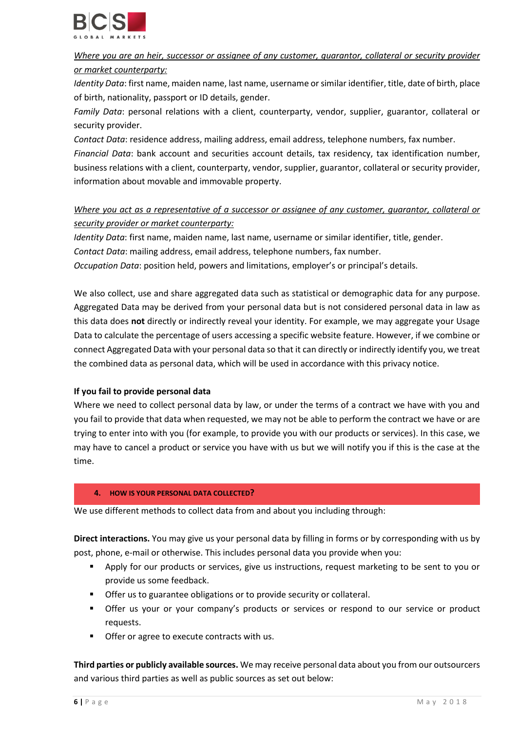*<u>Where you are an heir, successor or assignee of any customer, guarantor, collateral or security provider or market counterparty:</u>*

*Identity Data*: first name, maiden name, last name, username or similar identifier, title, date of birth, place of birth, nationality, passport or ID details, gender.

*Family Data*: personal relations with a client, counterparty, vendor, supplier, guarantor, collateral or security provider.

*Contact Data*: residence address, mailing address, email address, telephone numbers, fax number.

*Financial Data*: bank account and securities account details, tax residency, tax identification number, business relations with a client, counterparty, vendor, supplier, guarantor, collateral or security provider, information about movable and immovable property.

*<u>Where you act as a representative of a successor or assignee of any customer, guarantor, collateral or security provider or market counterparty:</u>*

*Identity Data*: first name, maiden name, last name, username or similar identifier, title, gender.

*Contact Data*: mailing address, email address, telephone numbers, fax number.

*Occupation Data*: position held, powers and limitations, employer's or principal's details.

We also collect, use and share aggregated data such as statistical or demographic data for any purpose. Aggregated Data may be derived from your personal data but is not considered personal data in law as this data does **not** directly or indirectly reveal your identity. For example, we may aggregate your Usage Data to calculate the percentage of users accessing a specific website feature. However, if we combine or connect Aggregated Data with your personal data so that it can directly or indirectly identify you, we treat the combined data as personal data, which will be used in accordance with this privacy notice.

**If you fail to provide personal data**

Where we need to collect personal data by law, or under the terms of a contract we have with you and you fail to provide that data when requested, we may not be able to perform the contract we have or are trying to enter into with you (for example, to provide you with our products or services). In this case, we may have to cancel a product or service you have with us but we will notify you if this is the case at the time.

## 4. HOW IS YOUR PERSONAL DATA COLLECTED?

We use different methods to collect data from and about you including through:

**Direct interactions.** You may give us your personal data by filling in forms or by corresponding with us by post, phone, e-mail or otherwise. This includes personal data you provide when you:

- Apply for our products or services, give us instructions, request marketing to be sent to you or provide us some feedback.
- Offer us to guarantee obligations or to provide security or collateral.
- Offer us your or your company's products or services or respond to our service or product requests.
- Offer or agree to execute contracts with us.

**Third parties or publicly available sources.** We may receive personal data about you from our outsourcers and various third parties as well as public sources as set out below: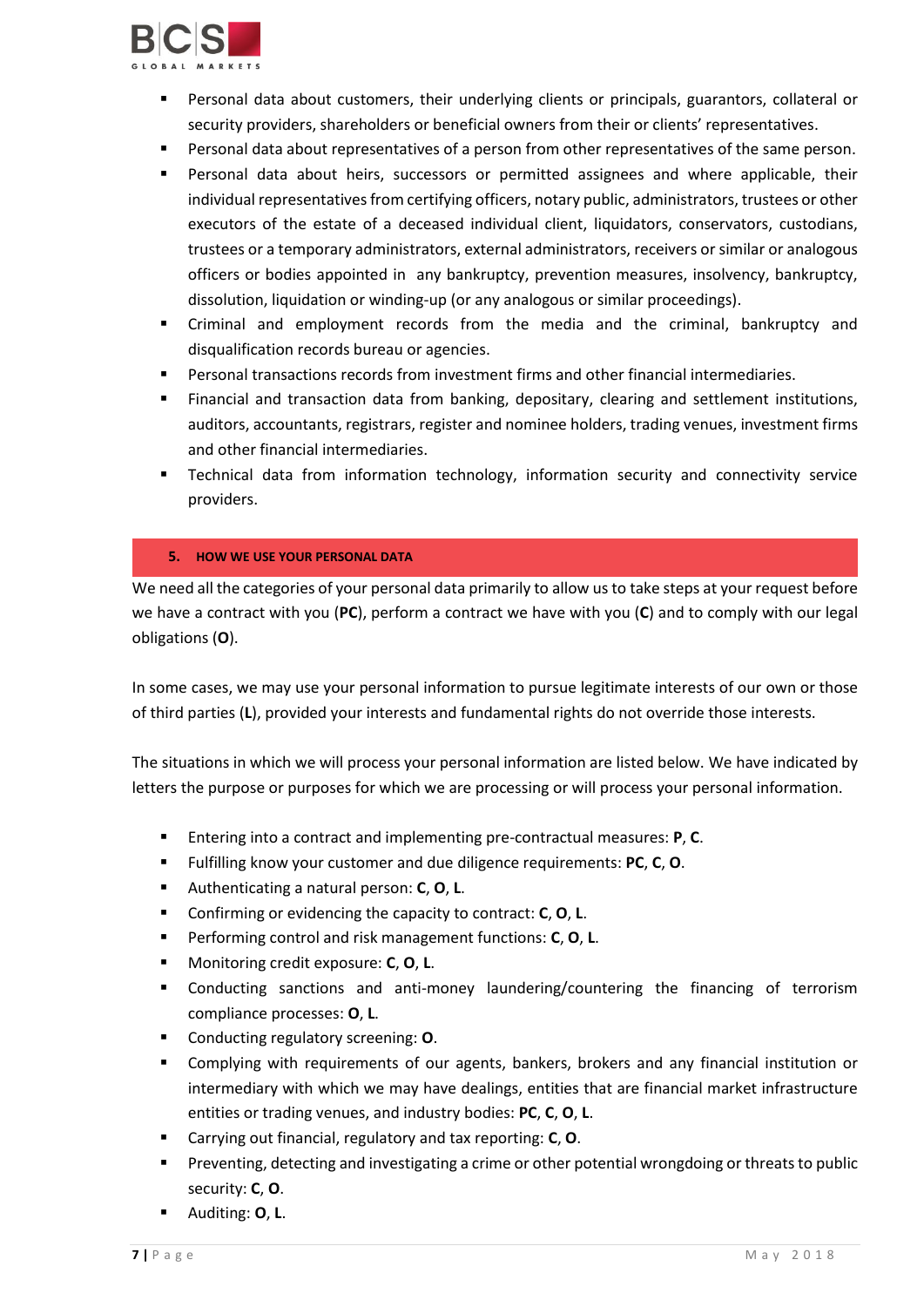- Personal data about customers, their underlying clients or principals, guarantors, collateral or security providers, shareholders or beneficial owners from their or clients' representatives.
- Personal data about representatives of a person from other representatives of the same person.
- Personal data about heirs, successors or permitted assignees and where applicable, their individual representatives from certifying officers, notary public, administrators, trustees or other executors of the estate of a deceased individual client, liquidators, conservators, custodians, trustees or a temporary administrators, external administrators, receivers or similar or analogous officers or bodies appointed in any bankruptcy, prevention measures, insolvency, bankruptcy, dissolution, liquidation or winding-up (or any analogous or similar proceedings).
- Criminal and employment records from the media and the criminal, bankruptcy and disqualification records bureau or agencies.
- Personal transactions records from investment firms and other financial intermediaries.
- Financial and transaction data from banking, depositary, clearing and settlement institutions, auditors, accountants, registrars, register and nominee holders, trading venues, investment firms and other financial intermediaries.
- Technical data from information technology, information security and connectivity service providers.

## 5. HOW WE USE YOUR PERSONAL DATA

We need all the categories of your personal data primarily to allow us to take steps at your request before we have a contract with you (**PC**), perform a contract we have with you (**C**) and to comply with our legal obligations (**O**).

In some cases, we may use your personal information to pursue legitimate interests of our own or those of third parties (**L**), provided your interests and fundamental rights do not override those interests.

The situations in which we will process your personal information are listed below. We have indicated by letters the purpose or purposes for which we are processing or will process your personal information.

- Entering into a contract and implementing pre-contractual measures: **P**, **C**.
- Fulfilling know your customer and due diligence requirements: **PC**, **C**, **O**.
- Authenticating a natural person: **C**, **O**, **L**.
- Confirming or evidencing the capacity to contract: **C**, **O**, **L**.
- Performing control and risk management functions: **C**, **O**, **L**.
- Monitoring credit exposure: **C**, **O**, **L**.
- Conducting sanctions and anti-money laundering/countering the financing of terrorism compliance processes: **O**, **L**.
- Conducting regulatory screening: **O**.
- Complying with requirements of our agents, bankers, brokers and any financial institution or intermediary with which we may have dealings, entities that are financial market infrastructure entities or trading venues, and industry bodies: **PC**, **C**, **O**, **L**.
- Carrying out financial, regulatory and tax reporting: **C**, **O**.
- Preventing, detecting and investigating a crime or other potential wrongdoing or threats to public security: **C**, **O**.
- Auditing: **O**, **L**.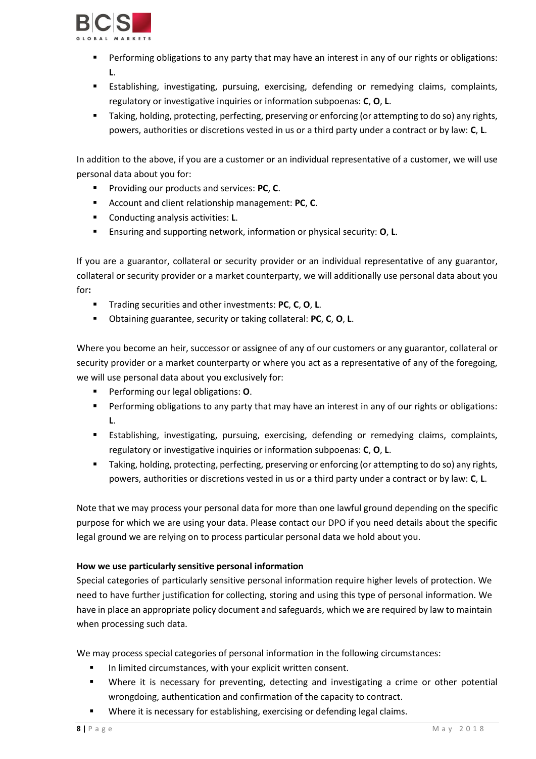- Performing obligations to any party that may have an interest in any of our rights or obligations: **L**.
- Establishing, investigating, pursuing, exercising, defending or remedying claims, complaints, regulatory or investigative inquiries or information subpoenas: **C**, **O**, **L**.
- Taking, holding, protecting, perfecting, preserving or enforcing (or attempting to do so) any rights, powers, authorities or discretions vested in us or a third party under a contract or by law: **C**, **L**.

In addition to the above, if you are a customer or an individual representative of a customer, we will use personal data about you for:

- Providing our products and services: **PC**, **C**.
- Account and client relationship management: **PC**, **C**.
- Conducting analysis activities: **L**.
- Ensuring and supporting network, information or physical security: **O**, **L**.

If you are a guarantor, collateral or security provider or an individual representative of any guarantor, collateral or security provider or a market counterparty, we will additionally use personal data about you for**:**

- Trading securities and other investments: **PC**, **C**, **O**, **L**.
- Obtaining guarantee, security or taking collateral: **PC**, **C**, **O**, **L**.

Where you become an heir, successor or assignee of any of our customers or any guarantor, collateral or security provider or a market counterparty or where you act as a representative of any of the foregoing, we will use personal data about you exclusively for:

- Performing our legal obligations: **O**.
- Performing obligations to any party that may have an interest in any of our rights or obligations: **L**.
- Establishing, investigating, pursuing, exercising, defending or remedying claims, complaints, regulatory or investigative inquiries or information subpoenas: **C**, **O**, **L**.
- Taking, holding, protecting, perfecting, preserving or enforcing (or attempting to do so) any rights, powers, authorities or discretions vested in us or a third party under a contract or by law: **C**, **L**.

Note that we may process your personal data for more than one lawful ground depending on the specific purpose for which we are using your data. Please contact our DPO if you need details about the specific legal ground we are relying on to process particular personal data we hold about you.

**How we use particularly sensitive personal information**

Special categories of particularly sensitive personal information require higher levels of protection. We need to have further justification for collecting, storing and using this type of personal information. We have in place an appropriate policy document and safeguards, which we are required by law to maintain when processing such data.

We may process special categories of personal information in the following circumstances:

- In limited circumstances, with your explicit written consent.
- Where it is necessary for preventing, detecting and investigating a crime or other potential wrongdoing, authentication and confirmation of the capacity to contract.
- Where it is necessary for establishing, exercising or defending legal claims.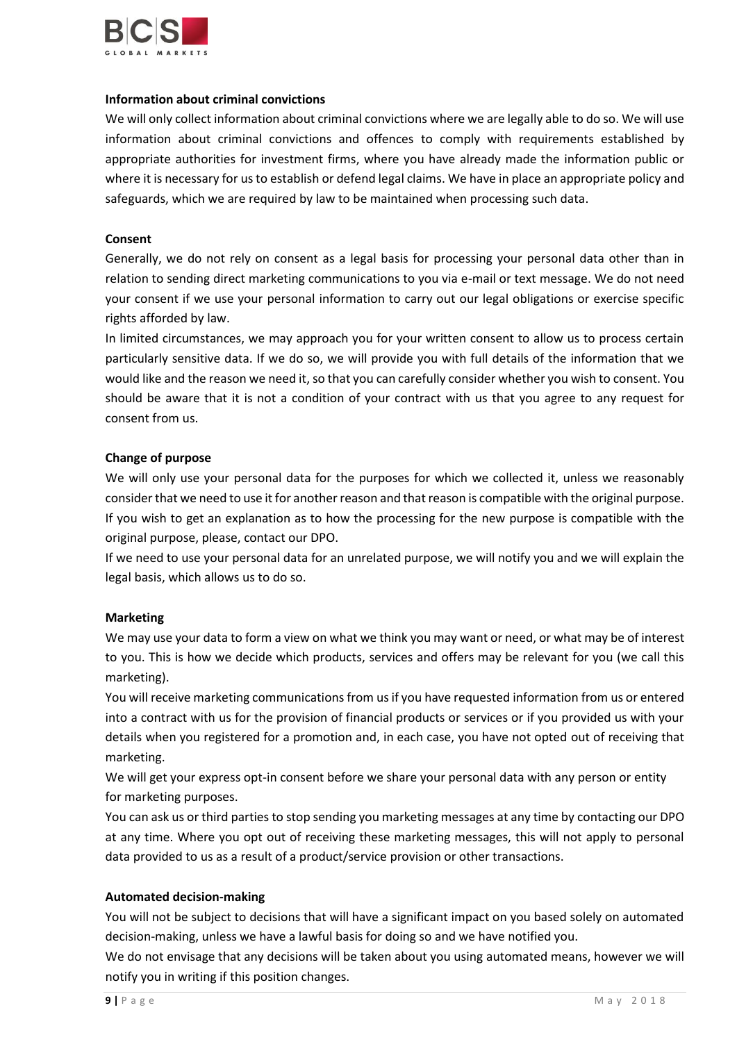**Information about criminal convictions**

We will only collect information about criminal convictions where we are legally able to do so. We will use information about criminal convictions and offences to comply with requirements established by appropriate authorities for investment firms, where you have already made the information public or where it is necessary for us to establish or defend legal claims. We have in place an appropriate policy and safeguards, which we are required by law to be maintained when processing such data.

**Consent**

Generally, we do not rely on consent as a legal basis for processing your personal data other than in relation to sending direct marketing communications to you via e-mail or text message. We do not need your consent if we use your personal information to carry out our legal obligations or exercise specific rights afforded by law.

In limited circumstances, we may approach you for your written consent to allow us to process certain particularly sensitive data. If we do so, we will provide you with full details of the information that we would like and the reason we need it, so that you can carefully consider whether you wish to consent. You should be aware that it is not a condition of your contract with us that you agree to any request for consent from us.

**Change of purpose**

We will only use your personal data for the purposes for which we collected it, unless we reasonably consider that we need to use it for another reason and that reason is compatible with the original purpose. If you wish to get an explanation as to how the processing for the new purpose is compatible with the original purpose, please, contact our DPO.

If we need to use your personal data for an unrelated purpose, we will notify you and we will explain the legal basis, which allows us to do so.

**Marketing**

We may use your data to form a view on what we think you may want or need, or what may be of interest to you. This is how we decide which products, services and offers may be relevant for you (we call this marketing).

You will receive marketing communications from us if you have requested information from us or entered into a contract with us for the provision of financial products or services or if you provided us with your details when you registered for a promotion and, in each case, you have not opted out of receiving that marketing.

We will get your express opt-in consent before we share your personal data with any person or entity for marketing purposes.

You can ask us or third parties to stop sending you marketing messages at any time by contacting our DPO at any time. Where you opt out of receiving these marketing messages, this will not apply to personal data provided to us as a result of a product/service provision or other transactions.

**Automated decision-making**

You will not be subject to decisions that will have a significant impact on you based solely on automated decision-making, unless we have a lawful basis for doing so and we have notified you.

We do not envisage that any decisions will be taken about you using automated means, however we will notify you in writing if this position changes.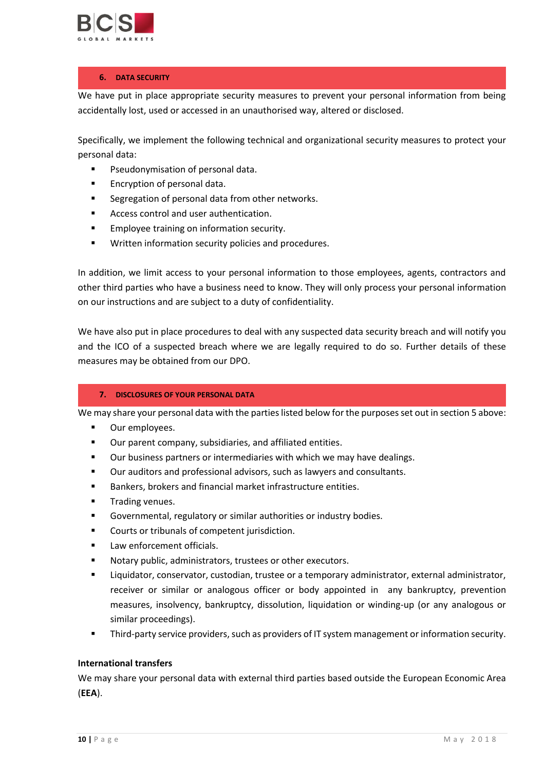## 6. DATA SECURITY

We have put in place appropriate security measures to prevent your personal information from being accidentally lost, used or accessed in an unauthorised way, altered or disclosed.

Specifically, we implement the following technical and organizational security measures to protect your personal data:

- Pseudonymisation of personal data.
- Encryption of personal data.
- Segregation of personal data from other networks.
- Access control and user authentication.
- Employee training on information security.
- Written information security policies and procedures.

In addition, we limit access to your personal information to those employees, agents, contractors and other third parties who have a business need to know. They will only process your personal information on our instructions and are subject to a duty of confidentiality.

We have also put in place procedures to deal with any suspected data security breach and will notify you and the ICO of a suspected breach where we are legally required to do so. Further details of these measures may be obtained from our DPO.

## 7. DISCLOSURES OF YOUR PERSONAL DATA

We may share your personal data with the parties listed below for the purposes set out in section 5 above:

- Our employees.
- Our parent company, subsidiaries, and affiliated entities.
- Our business partners or intermediaries with which we may have dealings.
- Our auditors and professional advisors, such as lawyers and consultants.
- Bankers, brokers and financial market infrastructure entities.
- Trading venues.
- Governmental, regulatory or similar authorities or industry bodies.
- Courts or tribunals of competent jurisdiction.
- Law enforcement officials.
- Notary public, administrators, trustees or other executors.
- Liquidator, conservator, custodian, trustee or a temporary administrator, external administrator, receiver or similar or analogous officer or body appointed in any bankruptcy, prevention measures, insolvency, bankruptcy, dissolution, liquidation or winding-up (or any analogous or similar proceedings).
- Third-party service providers, such as providers of IT system management or information security.

**International transfers**

We may share your personal data with external third parties based outside the European Economic Area (**EEA**).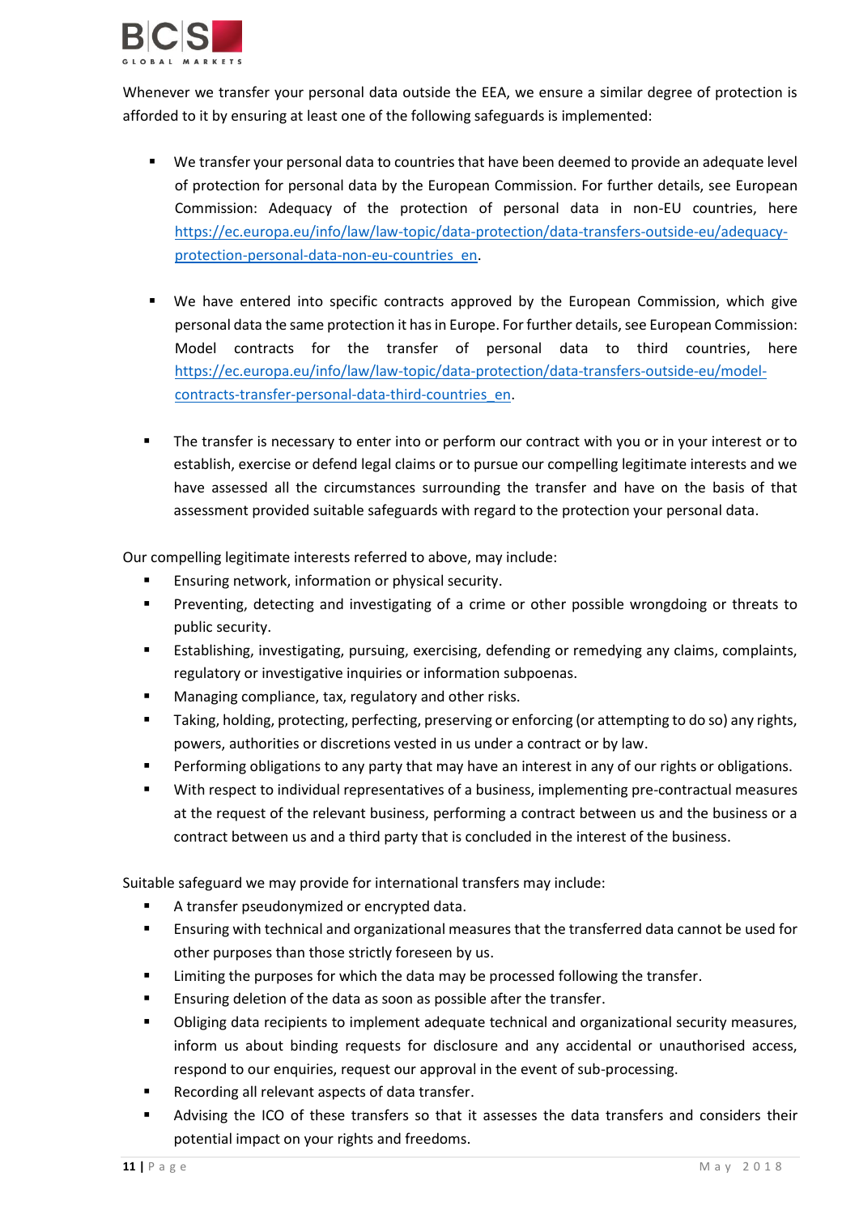Whenever we transfer your personal data outside the EEA, we ensure a similar degree of protection is afforded to it by ensuring at least one of the following safeguards is implemented:

- We transfer your personal data to countries that have been deemed to provide an adequate level of protection for personal data by the European Commission. For further details, see European Commission: Adequacy of the protection of personal data in non-EU countries, here [https://ec.europa.eu/info/law/law-topic/data-protection/data-transfers-outside-eu/adequacy-protection-personal-data-non-eu-countries_en](https://ec.europa.eu/info/law/law-topic/data-protection/data-transfers-outside-eu/adequacy-protection-personal-data-non-eu-countries_en).

- We have entered into specific contracts approved by the European Commission, which give personal data the same protection it has in Europe. For further details, see European Commission: Model contracts for the transfer of personal data to third countries, here [https://ec.europa.eu/info/law/law-topic/data-protection/data-transfers-outside-eu/model-contracts-transfer-personal-data-third-countries_en](https://ec.europa.eu/info/law/law-topic/data-protection/data-transfers-outside-eu/model-contracts-transfer-personal-data-third-countries_en).

- The transfer is necessary to enter into or perform our contract with you or in your interest or to establish, exercise or defend legal claims or to pursue our compelling legitimate interests and we have assessed all the circumstances surrounding the transfer and have on the basis of that assessment provided suitable safeguards with regard to the protection your personal data.

Our compelling legitimate interests referred to above, may include:

- Ensuring network, information or physical security.
- Preventing, detecting and investigating of a crime or other possible wrongdoing or threats to public security.
- Establishing, investigating, pursuing, exercising, defending or remedying any claims, complaints, regulatory or investigative inquiries or information subpoenas.
- Managing compliance, tax, regulatory and other risks.
- Taking, holding, protecting, perfecting, preserving or enforcing (or attempting to do so) any rights, powers, authorities or discretions vested in us under a contract or by law.
- Performing obligations to any party that may have an interest in any of our rights or obligations.
- With respect to individual representatives of a business, implementing pre-contractual measures at the request of the relevant business, performing a contract between us and the business or a contract between us and a third party that is concluded in the interest of the business.

Suitable safeguard we may provide for international transfers may include:

- A transfer pseudonymized or encrypted data.
- Ensuring with technical and organizational measures that the transferred data cannot be used for other purposes than those strictly foreseen by us.
- Limiting the purposes for which the data may be processed following the transfer.
- Ensuring deletion of the data as soon as possible after the transfer.
- Obliging data recipients to implement adequate technical and organizational security measures, inform us about binding requests for disclosure and any accidental or unauthorised access, respond to our enquiries, request our approval in the event of sub-processing.
- Recording all relevant aspects of data transfer.
- Advising the ICO of these transfers so that it assesses the data transfers and considers their potential impact on your rights and freedoms.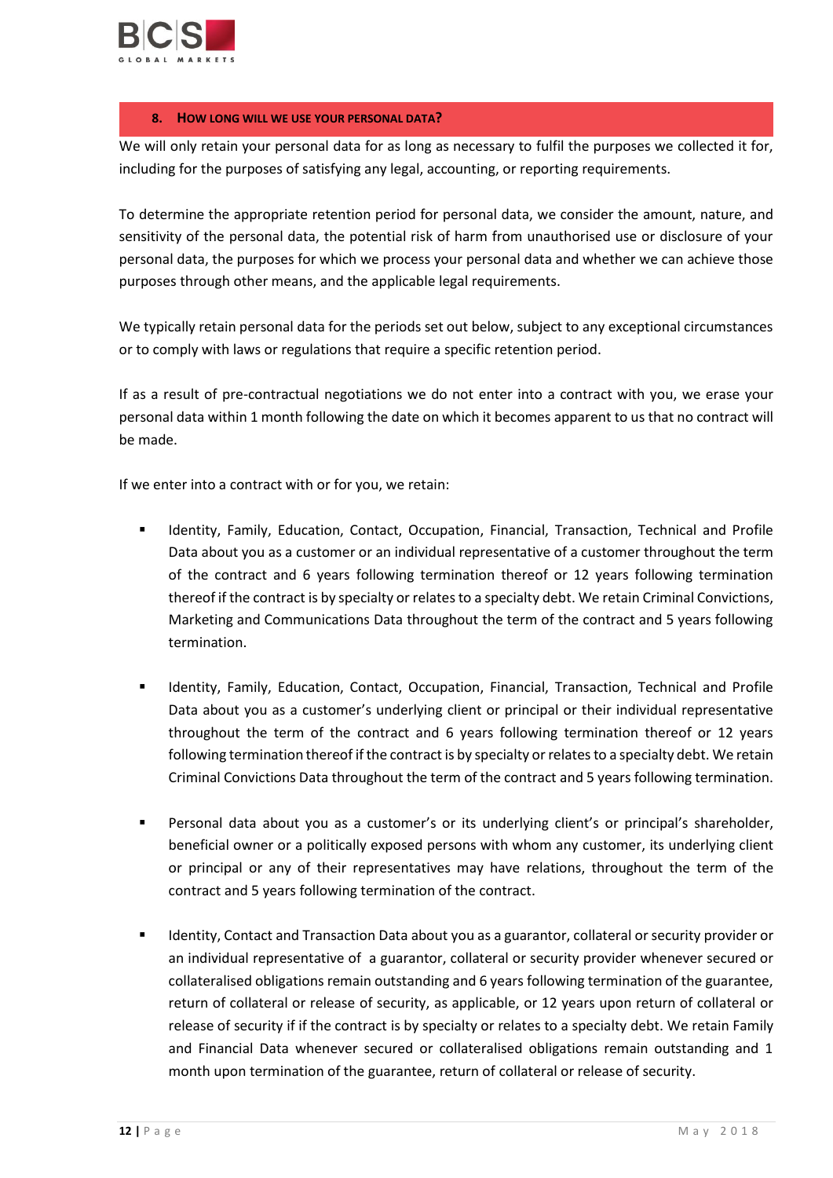## 8. HOW LONG WILL WE USE YOUR PERSONAL DATA?

We will only retain your personal data for as long as necessary to fulfil the purposes we collected it for, including for the purposes of satisfying any legal, accounting, or reporting requirements.

To determine the appropriate retention period for personal data, we consider the amount, nature, and sensitivity of the personal data, the potential risk of harm from unauthorised use or disclosure of your personal data, the purposes for which we process your personal data and whether we can achieve those purposes through other means, and the applicable legal requirements.

We typically retain personal data for the periods set out below, subject to any exceptional circumstances or to comply with laws or regulations that require a specific retention period.

If as a result of pre-contractual negotiations we do not enter into a contract with you, we erase your personal data within 1 month following the date on which it becomes apparent to us that no contract will be made.

If we enter into a contract with or for you, we retain:

- Identity, Family, Education, Contact, Occupation, Financial, Transaction, Technical and Profile Data about you as a customer or an individual representative of a customer throughout the term of the contract and 6 years following termination thereof or 12 years following termination thereof if the contract is by specialty or relates to a specialty debt. We retain Criminal Convictions, Marketing and Communications Data throughout the term of the contract and 5 years following termination.

- Identity, Family, Education, Contact, Occupation, Financial, Transaction, Technical and Profile Data about you as a customer's underlying client or principal or their individual representative throughout the term of the contract and 6 years following termination thereof or 12 years following termination thereof if the contract is by specialty or relates to a specialty debt. We retain Criminal Convictions Data throughout the term of the contract and 5 years following termination.

- Personal data about you as a customer's or its underlying client's or principal's shareholder, beneficial owner or a politically exposed persons with whom any customer, its underlying client or principal or any of their representatives may have relations, throughout the term of the contract and 5 years following termination of the contract.

- Identity, Contact and Transaction Data about you as a guarantor, collateral or security provider or an individual representative of a guarantor, collateral or security provider whenever secured or collateralised obligations remain outstanding and 6 years following termination of the guarantee, return of collateral or release of security, as applicable, or 12 years upon return of collateral or release of security if if the contract is by specialty or relates to a specialty debt. We retain Family and Financial Data whenever secured or collateralised obligations remain outstanding and 1 month upon termination of the guarantee, return of collateral or release of security.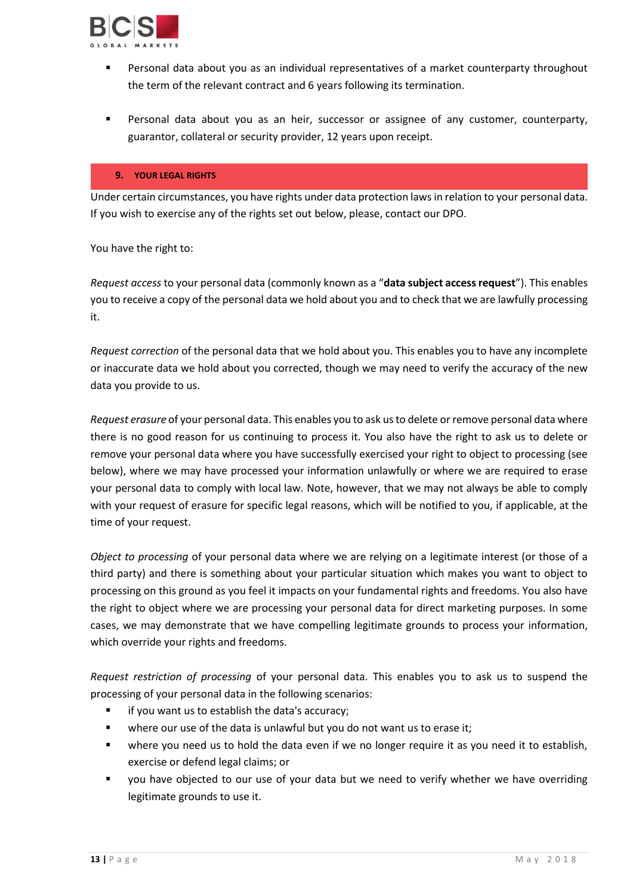- Personal data about you as an individual representatives of a market counterparty throughout the term of the relevant contract and 6 years following its termination.

- Personal data about you as an heir, successor or assignee of any customer, counterparty, guarantor, collateral or security provider, 12 years upon receipt.

## 9. YOUR LEGAL RIGHTS

Under certain circumstances, you have rights under data protection laws in relation to your personal data. If you wish to exercise any of the rights set out below, please, contact our DPO.

You have the right to:

*Request access* to your personal data (commonly known as a "**data subject access request**"). This enables you to receive a copy of the personal data we hold about you and to check that we are lawfully processing it.

*Request correction* of the personal data that we hold about you. This enables you to have any incomplete or inaccurate data we hold about you corrected, though we may need to verify the accuracy of the new data you provide to us.

*Request erasure* of your personal data. This enables you to ask us to delete or remove personal data where there is no good reason for us continuing to process it. You also have the right to ask us to delete or remove your personal data where you have successfully exercised your right to object to processing (see below), where we may have processed your information unlawfully or where we are required to erase your personal data to comply with local law. Note, however, that we may not always be able to comply with your request of erasure for specific legal reasons, which will be notified to you, if applicable, at the time of your request.

*Object to processing* of your personal data where we are relying on a legitimate interest (or those of a third party) and there is something about your particular situation which makes you want to object to processing on this ground as you feel it impacts on your fundamental rights and freedoms. You also have the right to object where we are processing your personal data for direct marketing purposes. In some cases, we may demonstrate that we have compelling legitimate grounds to process your information, which override your rights and freedoms.

*Request restriction of processing* of your personal data. This enables you to ask us to suspend the processing of your personal data in the following scenarios:

- if you want us to establish the data's accuracy;
- where our use of the data is unlawful but you do not want us to erase it;
- where you need us to hold the data even if we no longer require it as you need it to establish, exercise or defend legal claims; or
- you have objected to our use of your data but we need to verify whether we have overriding legitimate grounds to use it.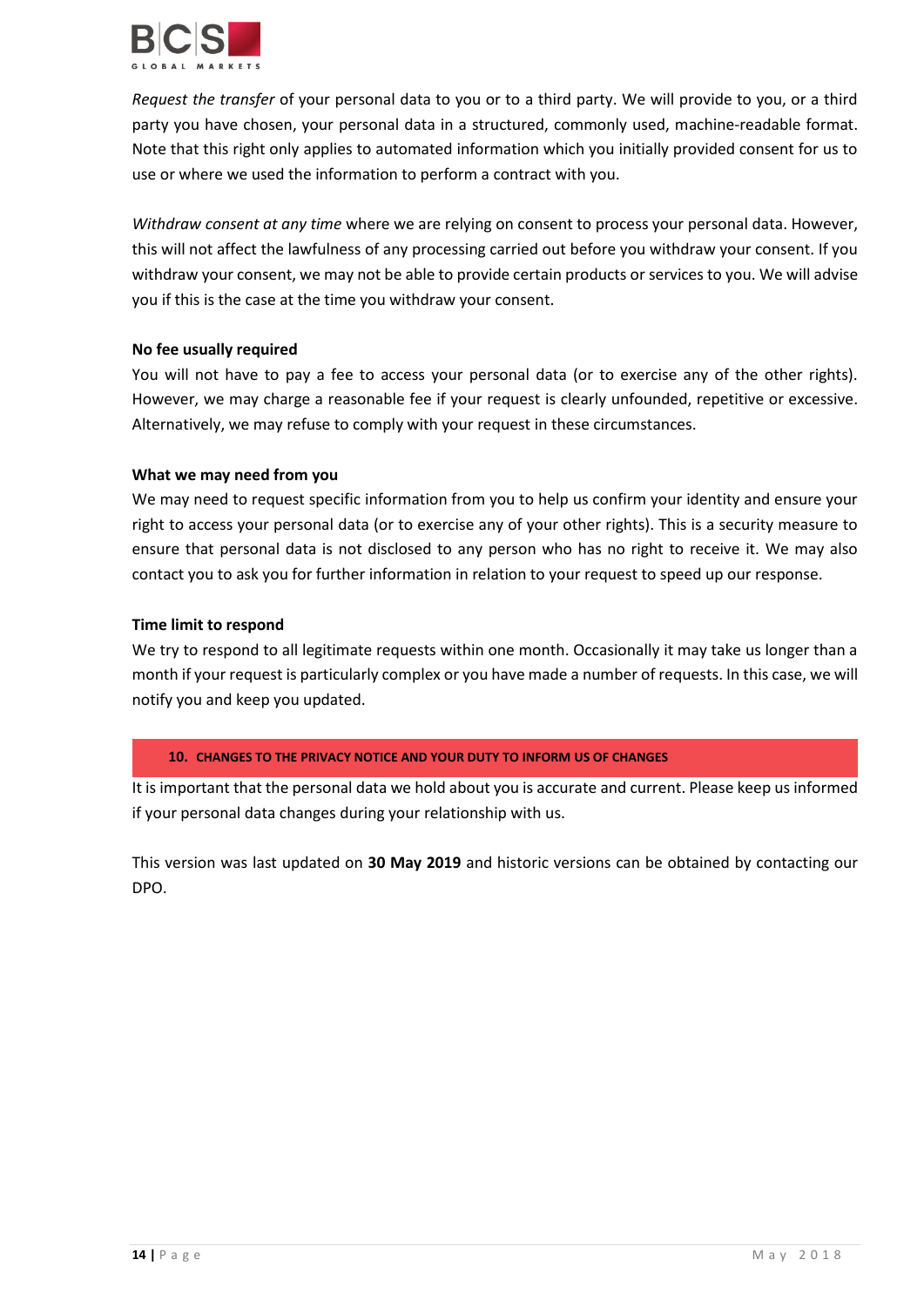*Request the transfer* of your personal data to you or to a third party. We will provide to you, or a third party you have chosen, your personal data in a structured, commonly used, machine-readable format. Note that this right only applies to automated information which you initially provided consent for us to use or where we used the information to perform a contract with you.

*Withdraw consent at any time* where we are relying on consent to process your personal data. However, this will not affect the lawfulness of any processing carried out before you withdraw your consent. If you withdraw your consent, we may not be able to provide certain products or services to you. We will advise you if this is the case at the time you withdraw your consent.

**No fee usually required**

You will not have to pay a fee to access your personal data (or to exercise any of the other rights). However, we may charge a reasonable fee if your request is clearly unfounded, repetitive or excessive. Alternatively, we may refuse to comply with your request in these circumstances.

**What we may need from you**

We may need to request specific information from you to help us confirm your identity and ensure your right to access your personal data (or to exercise any of your other rights). This is a security measure to ensure that personal data is not disclosed to any person who has no right to receive it. We may also contact you to ask you for further information in relation to your request to speed up our response.

**Time limit to respond**

We try to respond to all legitimate requests within one month. Occasionally it may take us longer than a month if your request is particularly complex or you have made a number of requests. In this case, we will notify you and keep you updated.

## 10. CHANGES TO THE PRIVACY NOTICE AND YOUR DUTY TO INFORM US OF CHANGES

It is important that the personal data we hold about you is accurate and current. Please keep us informed if your personal data changes during your relationship with us.

This version was last updated on **30 May 2019** and historic versions can be obtained by contacting our DPO.